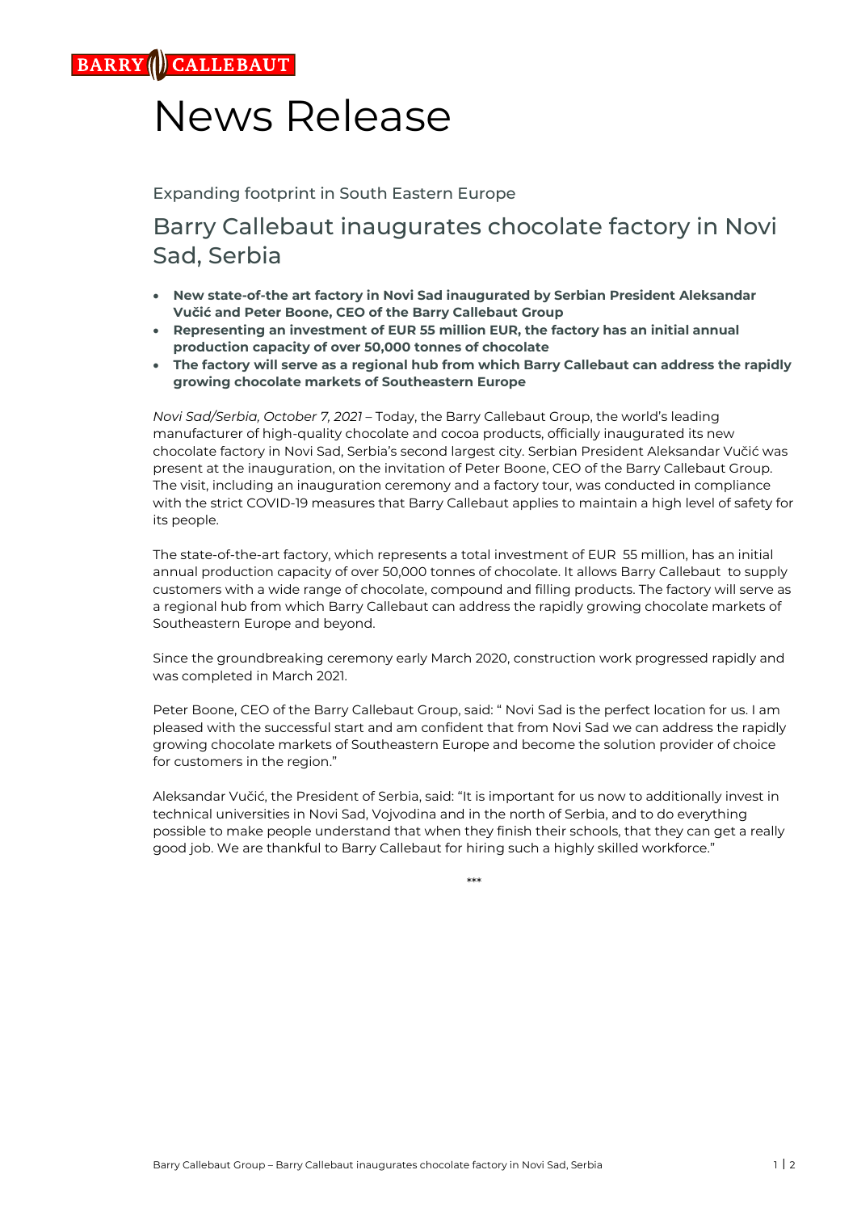BARRY CALLEBAUT

# News Release

Expanding footprint in South Eastern Europe

## Barry Callebaut inaugurates chocolate factory in Novi Sad, Serbia

- **New state-of-the art factory in Novi Sad inaugurated by Serbian President Aleksandar Vučić and Peter Boone, CEO of the Barry Callebaut Group**
- **Representing an investment of EUR 55 million EUR, the factory has an initial annual production capacity of over 50,000 tonnes of chocolate**
- **The factory will serve as a regional hub from which Barry Callebaut can address the rapidly growing chocolate markets of Southeastern Europe**

*Novi Sad/Serbia, October 7, 2021* – Today, the Barry Callebaut Group, the world's leading manufacturer of high-quality chocolate and cocoa products, officially inaugurated its new chocolate factory in Novi Sad, Serbia's second largest city. Serbian President Aleksandar Vučić was present at the inauguration, on the invitation of Peter Boone, CEO of the Barry Callebaut Group. The visit, including an inauguration ceremony and a factory tour, was conducted in compliance with the strict COVID-19 measures that Barry Callebaut applies to maintain a high level of safety for its people.

The state-of-the-art factory, which represents a total investment of EUR 55 million, has an initial annual production capacity of over 50,000 tonnes of chocolate. It allows Barry Callebaut to supply customers with a wide range of chocolate, compound and filling products. The factory will serve as a regional hub from which Barry Callebaut can address the rapidly growing chocolate markets of Southeastern Europe and beyond.

Since the groundbreaking ceremony early March 2020, construction work progressed rapidly and was completed in March 2021.

Peter Boone, CEO of the Barry Callebaut Group, said: " Novi Sad is the perfect location for us. I am pleased with the successful start and am confident that from Novi Sad we can address the rapidly growing chocolate markets of Southeastern Europe and become the solution provider of choice for customers in the region."

Aleksandar Vučić, the President of Serbia, said: "It is important for us now to additionally invest in technical universities in Novi Sad, Vojvodina and in the north of Serbia, and to do everything possible to make people understand that when they finish their schools, that they can get a really good job. We are thankful to Barry Callebaut for hiring such a highly skilled workforce."

***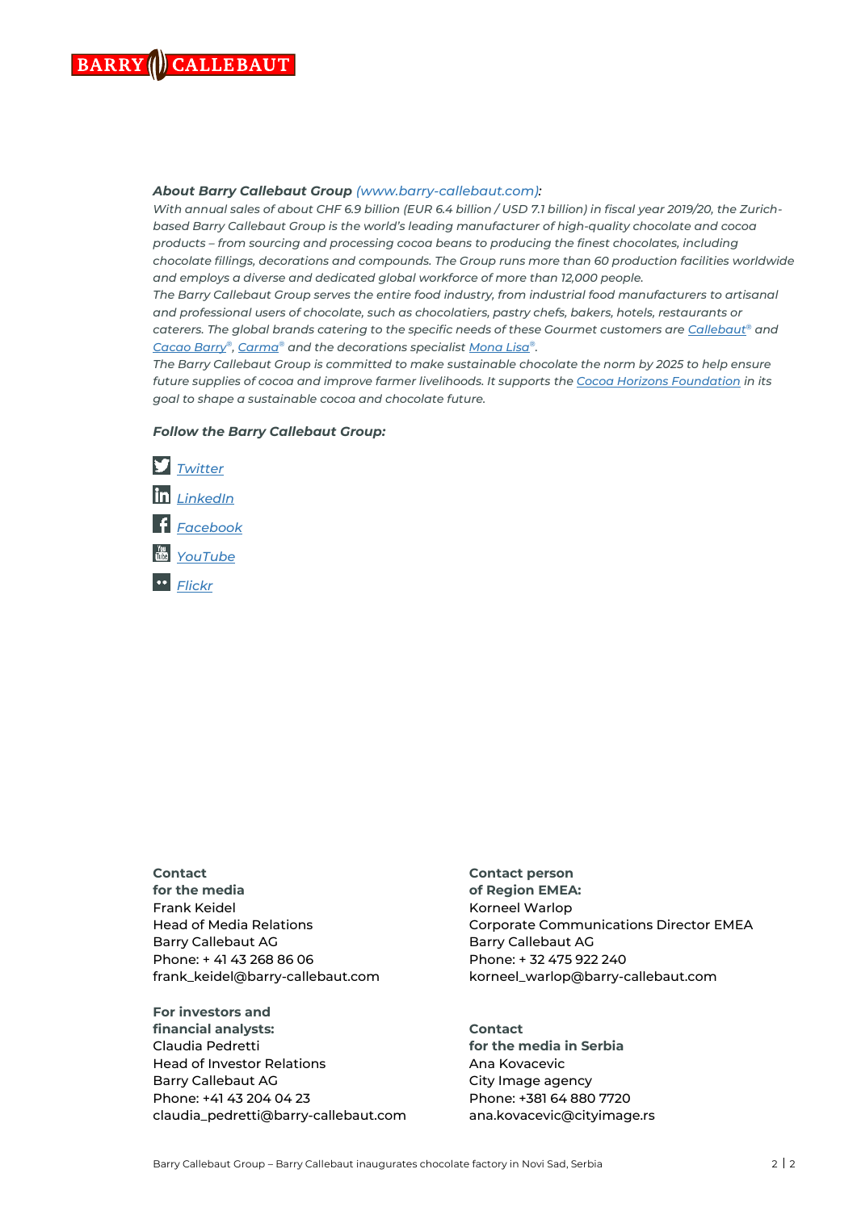***About Barry Callebaut Group** (www.barry-callebaut.com):*

*With annual sales of about CHF 6.9 billion (EUR 6.4 billion / USD 7.1 billion) in fiscal year 2019/20, the Zurich-based Barry Callebaut Group is the world's leading manufacturer of high-quality chocolate and cocoa products – from sourcing and processing cocoa beans to producing the finest chocolates, including chocolate fillings, decorations and compounds. The Group runs more than 60 production facilities worldwide and employs a diverse and dedicated global workforce of more than 12,000 people.*

*The Barry Callebaut Group serves the entire food industry, from industrial food manufacturers to artisanal and professional users of chocolate, such as chocolatiers, pastry chefs, bakers, hotels, restaurants or caterers. The global brands catering to the specific needs of these Gourmet customers are Callebaut® and Cacao Barry®, Carma® and the decorations specialist Mona Lisa®.*

*The Barry Callebaut Group is committed to make sustainable chocolate the norm by 2025 to help ensure future supplies of cocoa and improve farmer livelihoods. It supports the Cocoa Horizons Foundation in its goal to shape a sustainable cocoa and chocolate future.*

***Follow the Barry Callebaut Group:***

- *Twitter*
- *LinkedIn*
- *Facebook*
- *YouTube*
- *Flickr*

**Contact**
**for the media**
Frank Keidel
Head of Media Relations
Barry Callebaut AG
Phone: + 41 43 268 86 06
frank_keidel@barry-callebaut.com

**For investors and**
**financial analysts:**
Claudia Pedretti
Head of Investor Relations
Barry Callebaut AG
Phone: +41 43 204 04 23
claudia_pedretti@barry-callebaut.com

**Contact person**
**of Region EMEA:**
Korneel Warlop
Corporate Communications Director EMEA
Barry Callebaut AG
Phone: + 32 475 922 240
korneel_warlop@barry-callebaut.com

**Contact**
**for the media in Serbia**
Ana Kovacevic
City Image agency
Phone: +381 64 880 7720
ana.kovacevic@cityimage.rs